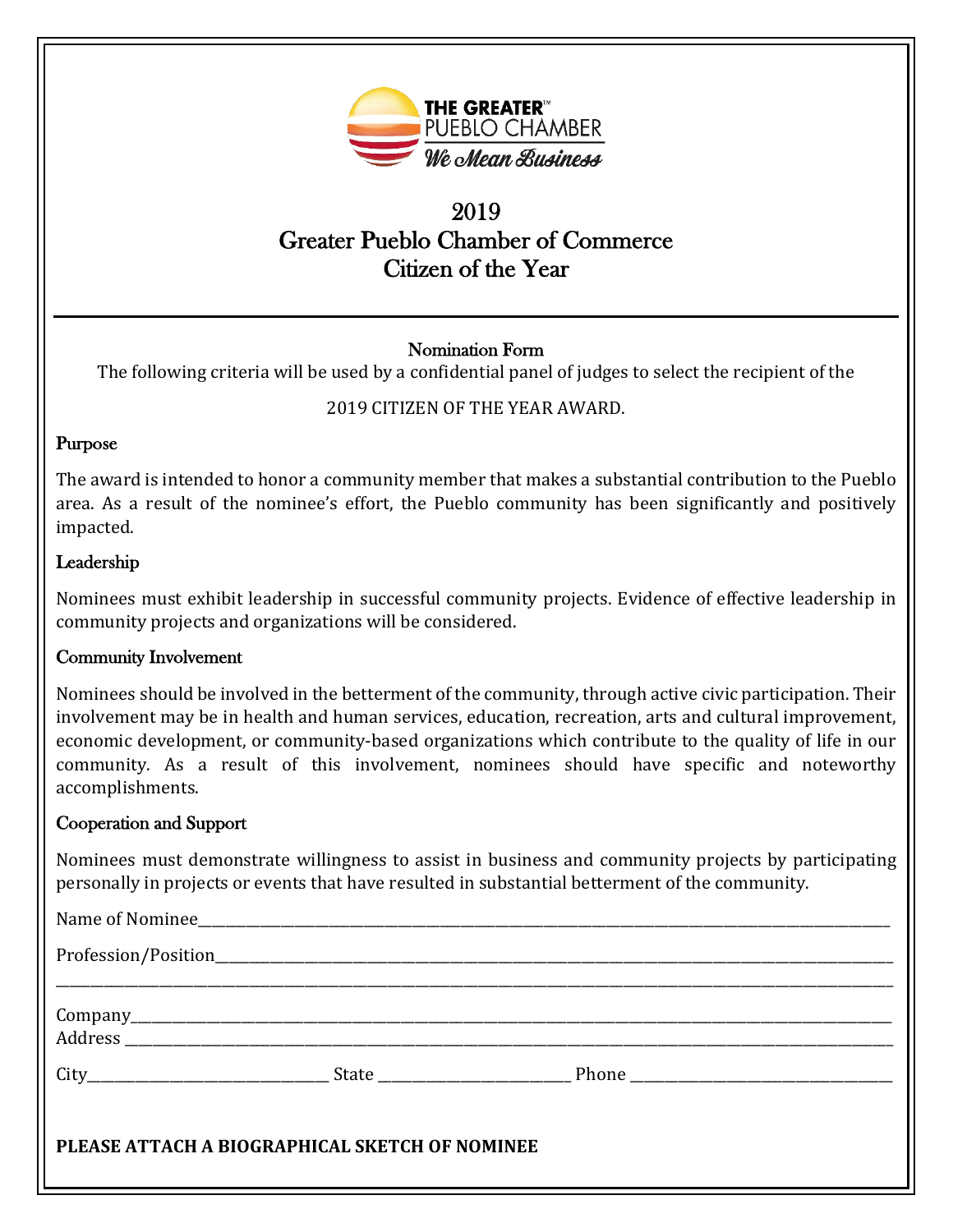THE GREATER™ PUBLO CHAMBER
*We Mean Business*

# 2019
# Greater Pueblo Chamber of Commerce
# Citizen of the Year

---

## Nomination Form

The following criteria will be used by a confidential panel of judges to select the recipient of the

2019 CITIZEN OF THE YEAR AWARD.

### Purpose

The award is intended to honor a community member that makes a substantial contribution to the Pueblo area. As a result of the nominee's effort, the Pueblo community has been significantly and positively impacted.

### Leadership

Nominees must exhibit leadership in successful community projects. Evidence of effective leadership in community projects and organizations will be considered.

### Community Involvement

Nominees should be involved in the betterment of the community, through active civic participation. Their involvement may be in health and human services, education, recreation, arts and cultural improvement, economic development, or community-based organizations which contribute to the quality of life in our community. As a result of this involvement, nominees should have specific and noteworthy accomplishments.

### Cooperation and Support

Nominees must demonstrate willingness to assist in business and community projects by participating personally in projects or events that have resulted in substantial betterment of the community.

Name of Nominee_______________________________________________

Profession/Position_______________________________________________

_______________________________________________

Company_______________________________________________

Address _______________________________________________

City_________________ State _________________ Phone _________________

**PLEASE ATTACH A BIOGRAPHICAL SKETCH OF NOMINEE**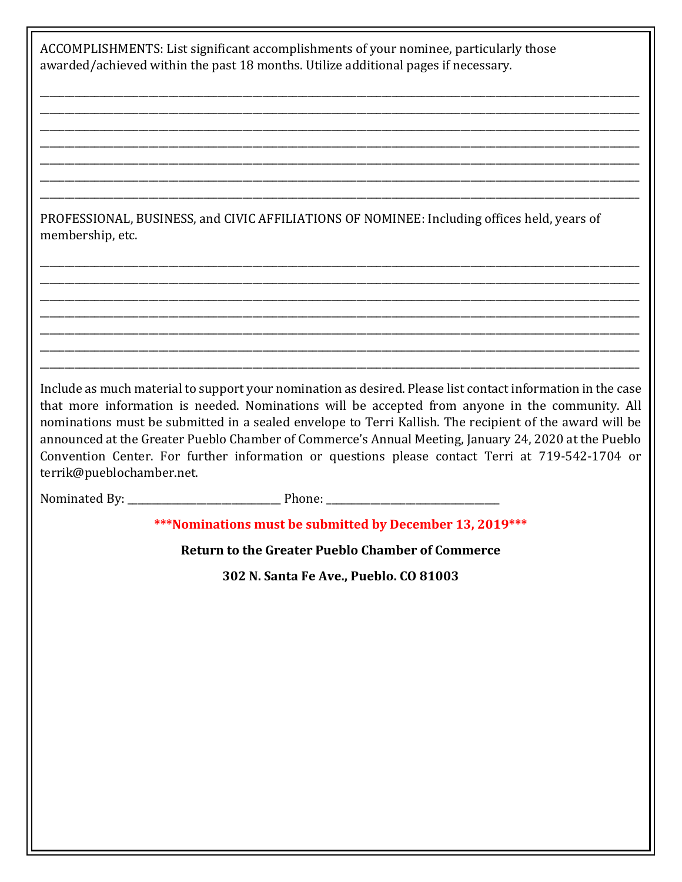ACCOMPLISHMENTS: List significant accomplishments of your nominee, particularly those awarded/achieved within the past 18 months. Utilize additional pages if necessary.

_______________________________________________________________________________________________
_______________________________________________________________________________________________
_______________________________________________________________________________________________
_______________________________________________________________________________________________
_______________________________________________________________________________________________
_______________________________________________________________________________________________
_______________________________________________________________________________________________

PROFESSIONAL, BUSINESS, and CIVIC AFFILIATIONS OF NOMINEE: Including offices held, years of membership, etc.

_______________________________________________________________________________________________
_______________________________________________________________________________________________
_______________________________________________________________________________________________
_______________________________________________________________________________________________
_______________________________________________________________________________________________
_______________________________________________________________________________________________
_______________________________________________________________________________________________

Include as much material to support your nomination as desired. Please list contact information in the case that more information is needed. Nominations will be accepted from anyone in the community. All nominations must be submitted in a sealed envelope to Terri Kallish. The recipient of the award will be announced at the Greater Pueblo Chamber of Commerce's Annual Meeting, January 24, 2020 at the Pueblo Convention Center. For further information or questions please contact Terri at 719-542-1704 or terrik@pueblochamber.net.

Nominated By: ___________________________ Phone: ______________________________

**\*\*\*Nominations must be submitted by December 13, 2019\*\*\***

**Return to the Greater Pueblo Chamber of Commerce**

**302 N. Santa Fe Ave., Pueblo. CO 81003**